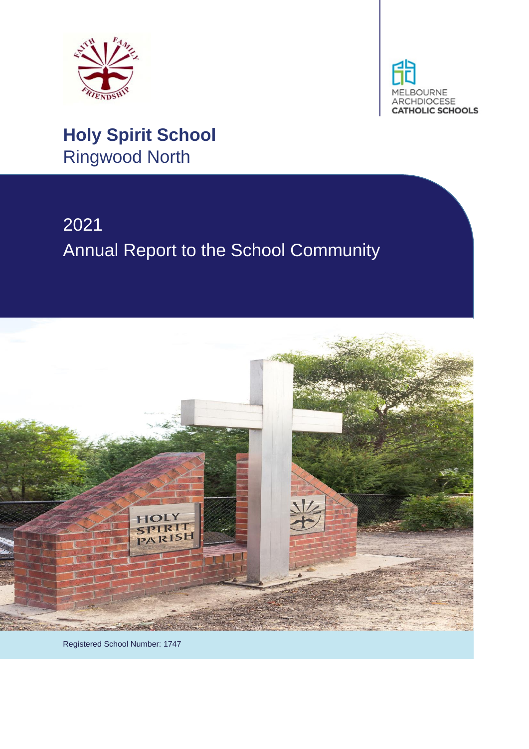# Holy Spirit School

Ringwood North

## 2021

## Annual Report to the School Community

Registered School Number: 1747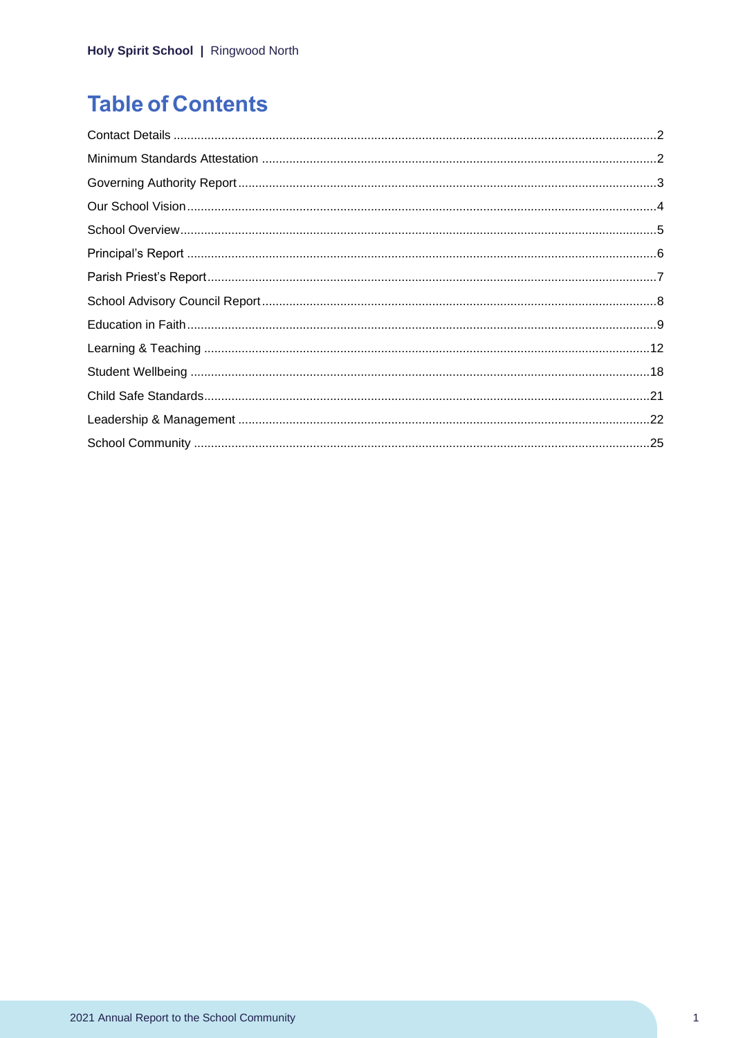# Table of Contents

Contact Details .......................................................... 2
Minimum Standards Attestation .......................................................... 2
Governing Authority Report .......................................................... 3
Our School Vision .......................................................... 4
School Overview .......................................................... 5
Principal's Report .......................................................... 6
Parish Priest's Report .......................................................... 7
School Advisory Council Report .......................................................... 8
Education in Faith .......................................................... 9
Learning & Teaching .......................................................... 12
Student Wellbeing .......................................................... 18
Child Safe Standards .......................................................... 21
Leadership & Management .......................................................... 22
School Community .......................................................... 25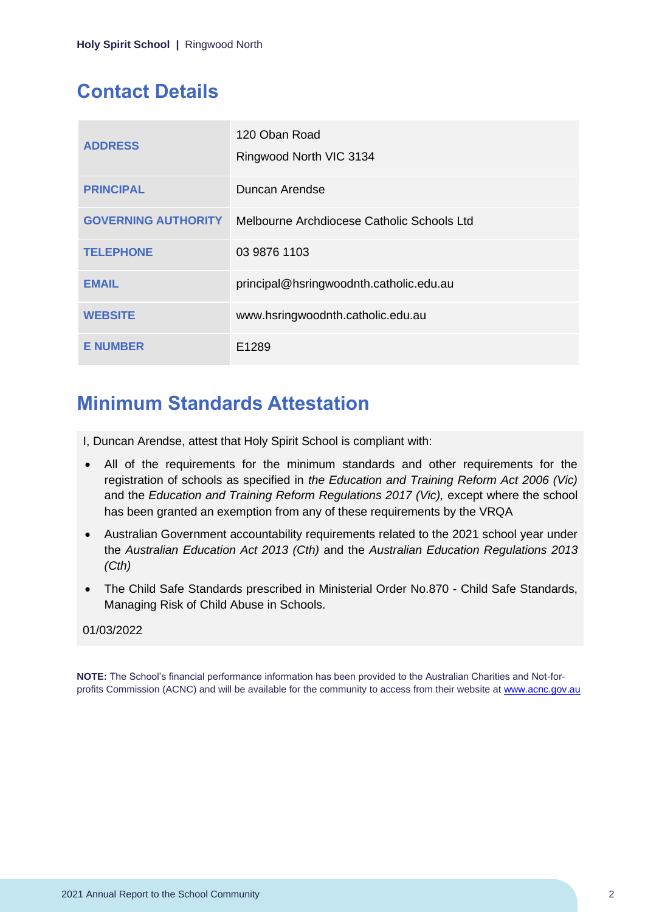## Contact Details

| | |
|---|---|
| **ADDRESS** | 120 Oban Road<br>Ringwood North VIC 3134 |
| **PRINCIPAL** | Duncan Arendse |
| **GOVERNING AUTHORITY** | Melbourne Archdiocese Catholic Schools Ltd |
| **TELEPHONE** | 03 9876 1103 |
| **EMAIL** | principal@hsringwoodnth.catholic.edu.au |
| **WEBSITE** | www.hsringwoodnth.catholic.edu.au |
| **E NUMBER** | E1289 |

## Minimum Standards Attestation

I, Duncan Arendse, attest that Holy Spirit School is compliant with:

- All of the requirements for the minimum standards and other requirements for the registration of schools as specified in *the Education and Training Reform Act 2006 (Vic)* and the *Education and Training Reform Regulations 2017 (Vic),* except where the school has been granted an exemption from any of these requirements by the VRQA
- Australian Government accountability requirements related to the 2021 school year under the *Australian Education Act 2013 (Cth)* and the *Australian Education Regulations 2013 (Cth)*
- The Child Safe Standards prescribed in Ministerial Order No.870 - Child Safe Standards, Managing Risk of Child Abuse in Schools.

01/03/2022

**NOTE:** The School's financial performance information has been provided to the Australian Charities and Not-for-profits Commission (ACNC) and will be available for the community to access from their website at www.acnc.gov.au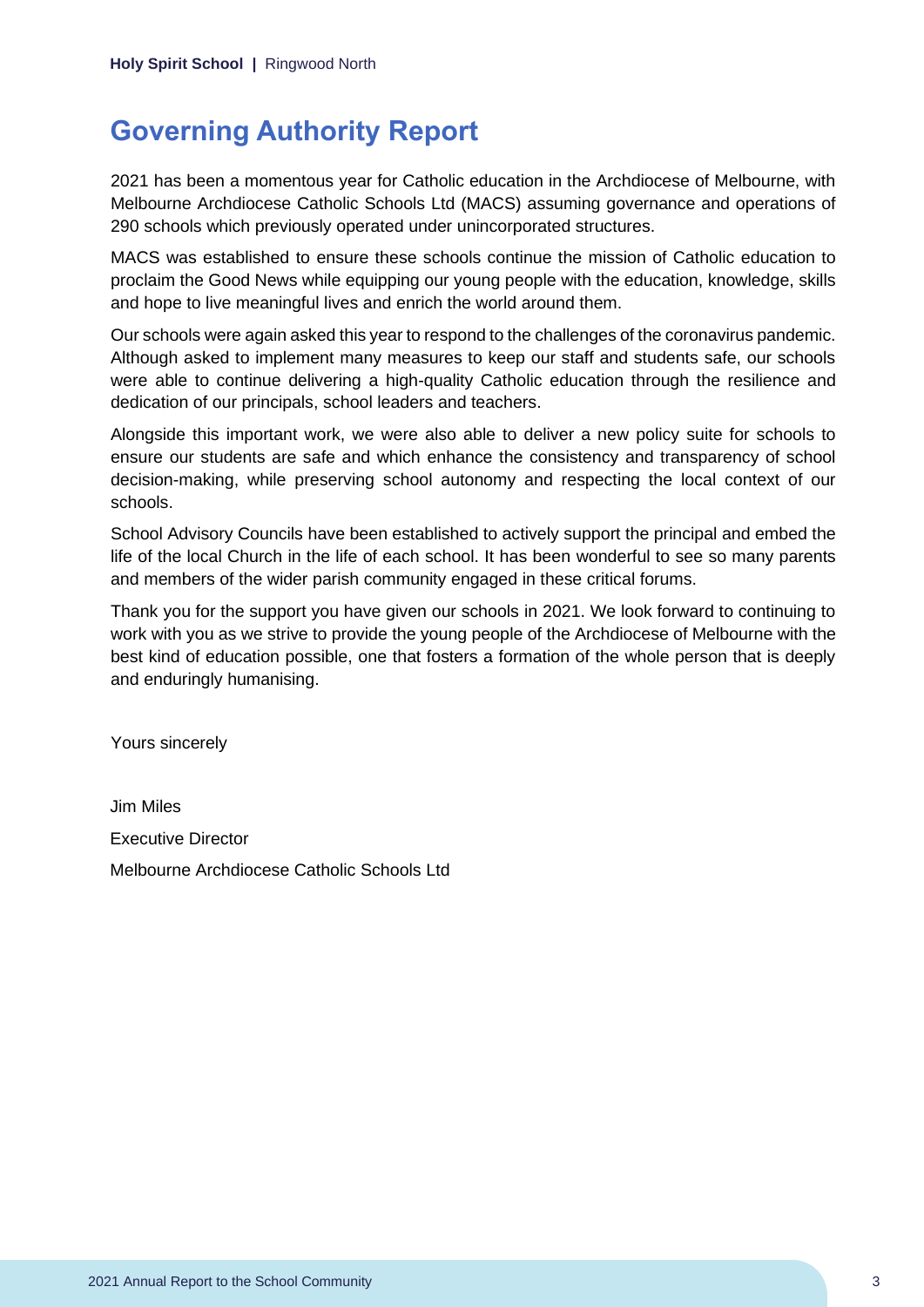# Governing Authority Report

2021 has been a momentous year for Catholic education in the Archdiocese of Melbourne, with Melbourne Archdiocese Catholic Schools Ltd (MACS) assuming governance and operations of 290 schools which previously operated under unincorporated structures.

MACS was established to ensure these schools continue the mission of Catholic education to proclaim the Good News while equipping our young people with the education, knowledge, skills and hope to live meaningful lives and enrich the world around them.

Our schools were again asked this year to respond to the challenges of the coronavirus pandemic. Although asked to implement many measures to keep our staff and students safe, our schools were able to continue delivering a high-quality Catholic education through the resilience and dedication of our principals, school leaders and teachers.

Alongside this important work, we were also able to deliver a new policy suite for schools to ensure our students are safe and which enhance the consistency and transparency of school decision-making, while preserving school autonomy and respecting the local context of our schools.

School Advisory Councils have been established to actively support the principal and embed the life of the local Church in the life of each school. It has been wonderful to see so many parents and members of the wider parish community engaged in these critical forums.

Thank you for the support you have given our schools in 2021. We look forward to continuing to work with you as we strive to provide the young people of the Archdiocese of Melbourne with the best kind of education possible, one that fosters a formation of the whole person that is deeply and enduringly humanising.

Yours sincerely

Jim Miles

Executive Director

Melbourne Archdiocese Catholic Schools Ltd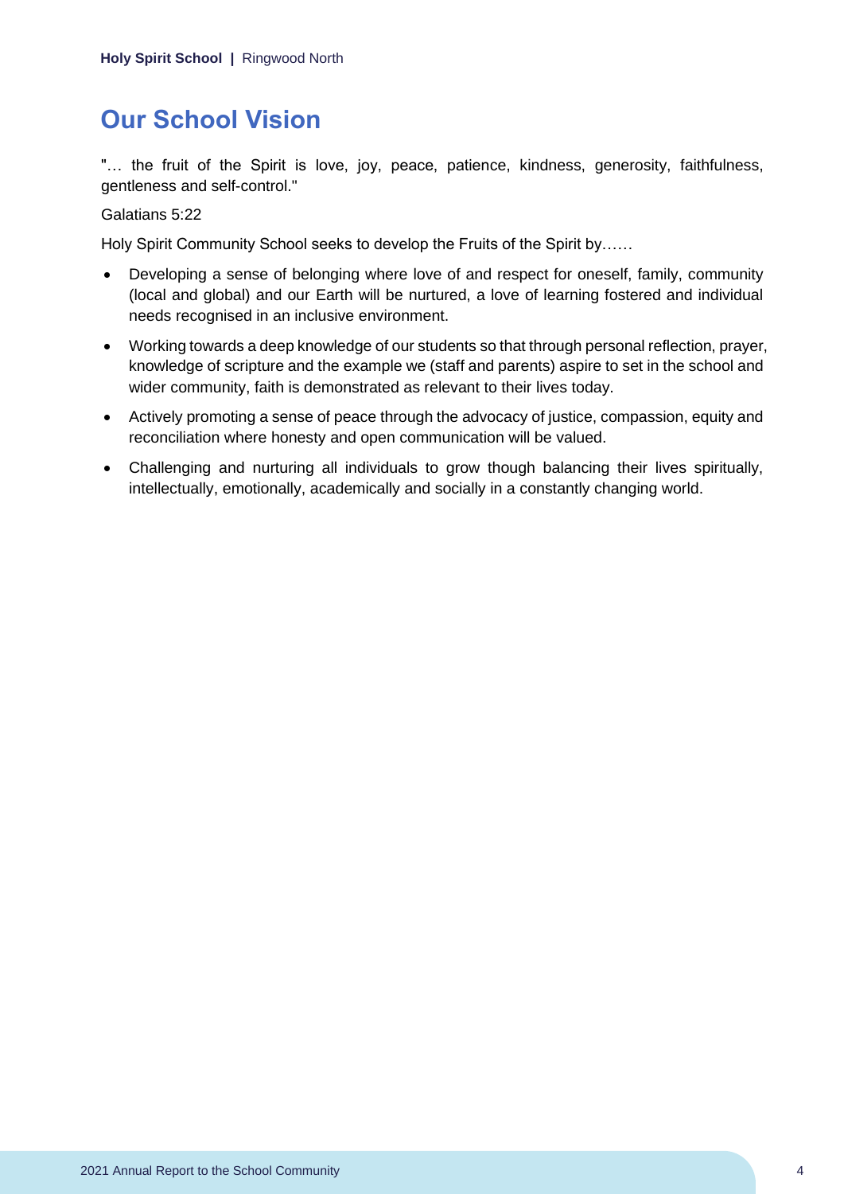# Our School Vision

"… the fruit of the Spirit is love, joy, peace, patience, kindness, generosity, faithfulness, gentleness and self-control."

Galatians 5:22

Holy Spirit Community School seeks to develop the Fruits of the Spirit by……

- Developing a sense of belonging where love of and respect for oneself, family, community (local and global) and our Earth will be nurtured, a love of learning fostered and individual needs recognised in an inclusive environment.
- Working towards a deep knowledge of our students so that through personal reflection, prayer, knowledge of scripture and the example we (staff and parents) aspire to set in the school and wider community, faith is demonstrated as relevant to their lives today.
- Actively promoting a sense of peace through the advocacy of justice, compassion, equity and reconciliation where honesty and open communication will be valued.
- Challenging and nurturing all individuals to grow though balancing their lives spiritually, intellectually, emotionally, academically and socially in a constantly changing world.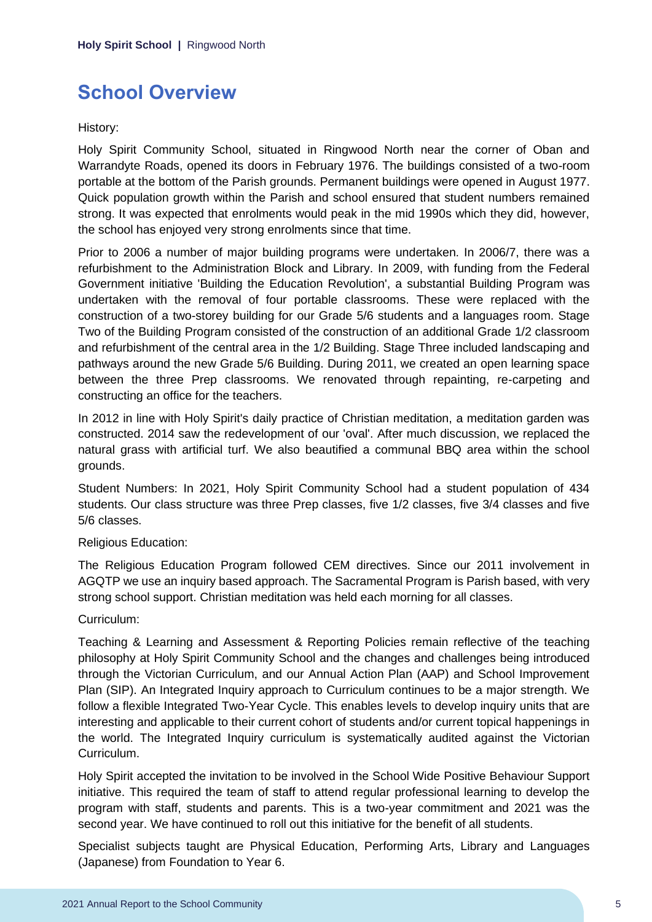# School Overview

History:

Holy Spirit Community School, situated in Ringwood North near the corner of Oban and Warrandyte Roads, opened its doors in February 1976. The buildings consisted of a two-room portable at the bottom of the Parish grounds. Permanent buildings were opened in August 1977. Quick population growth within the Parish and school ensured that student numbers remained strong. It was expected that enrolments would peak in the mid 1990s which they did, however, the school has enjoyed very strong enrolments since that time.

Prior to 2006 a number of major building programs were undertaken. In 2006/7, there was a refurbishment to the Administration Block and Library. In 2009, with funding from the Federal Government initiative 'Building the Education Revolution', a substantial Building Program was undertaken with the removal of four portable classrooms. These were replaced with the construction of a two-storey building for our Grade 5/6 students and a languages room. Stage Two of the Building Program consisted of the construction of an additional Grade 1/2 classroom and refurbishment of the central area in the 1/2 Building. Stage Three included landscaping and pathways around the new Grade 5/6 Building. During 2011, we created an open learning space between the three Prep classrooms. We renovated through repainting, re-carpeting and constructing an office for the teachers.

In 2012 in line with Holy Spirit's daily practice of Christian meditation, a meditation garden was constructed. 2014 saw the redevelopment of our 'oval'. After much discussion, we replaced the natural grass with artificial turf. We also beautified a communal BBQ area within the school grounds.

Student Numbers: In 2021, Holy Spirit Community School had a student population of 434 students. Our class structure was three Prep classes, five 1/2 classes, five 3/4 classes and five 5/6 classes.

Religious Education:

The Religious Education Program followed CEM directives. Since our 2011 involvement in AGQTP we use an inquiry based approach. The Sacramental Program is Parish based, with very strong school support. Christian meditation was held each morning for all classes.

Curriculum:

Teaching & Learning and Assessment & Reporting Policies remain reflective of the teaching philosophy at Holy Spirit Community School and the changes and challenges being introduced through the Victorian Curriculum, and our Annual Action Plan (AAP) and School Improvement Plan (SIP). An Integrated Inquiry approach to Curriculum continues to be a major strength. We follow a flexible Integrated Two-Year Cycle. This enables levels to develop inquiry units that are interesting and applicable to their current cohort of students and/or current topical happenings in the world. The Integrated Inquiry curriculum is systematically audited against the Victorian Curriculum.

Holy Spirit accepted the invitation to be involved in the School Wide Positive Behaviour Support initiative. This required the team of staff to attend regular professional learning to develop the program with staff, students and parents. This is a two-year commitment and 2021 was the second year. We have continued to roll out this initiative for the benefit of all students.

Specialist subjects taught are Physical Education, Performing Arts, Library and Languages (Japanese) from Foundation to Year 6.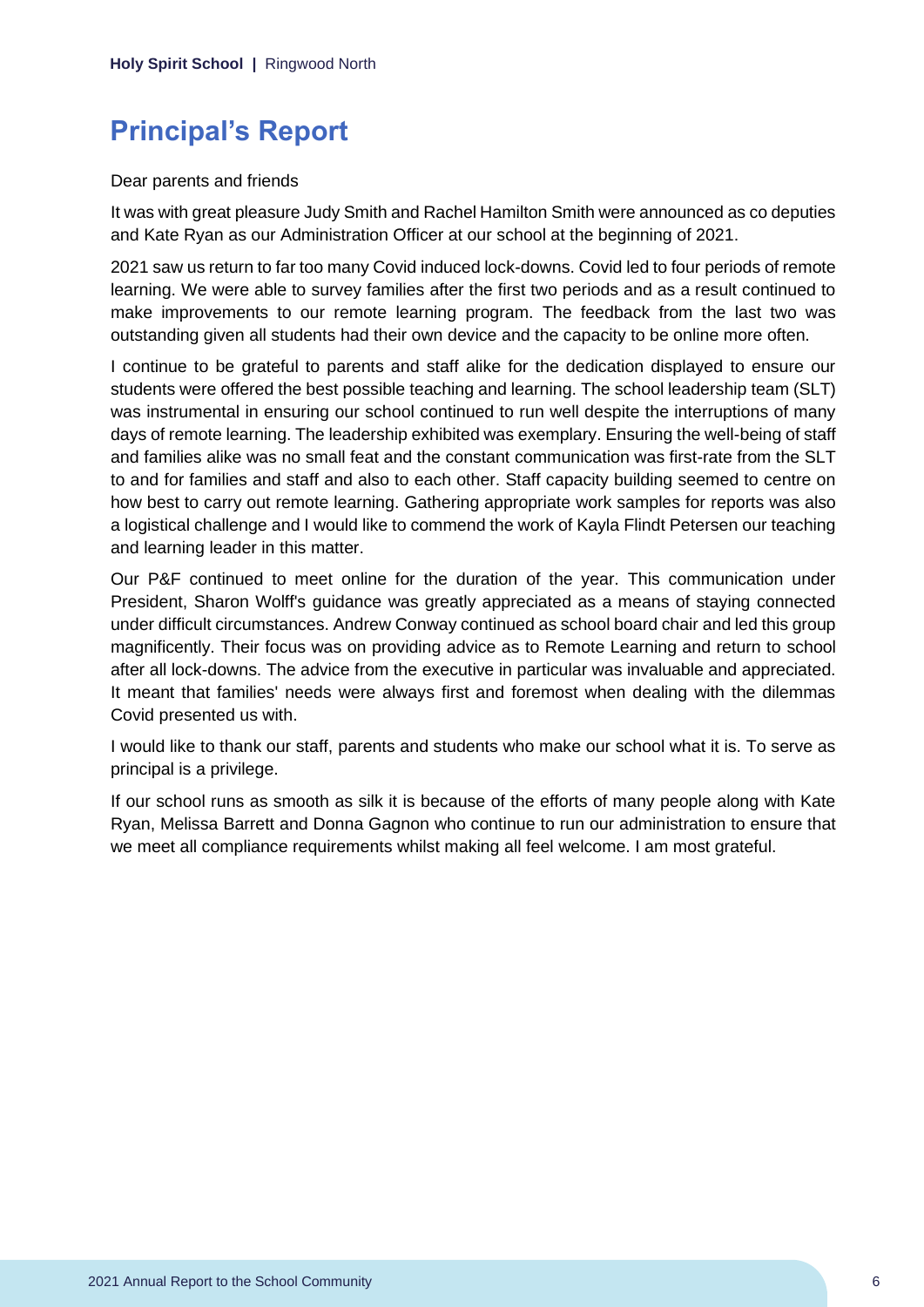# Principal's Report

Dear parents and friends

It was with great pleasure Judy Smith and Rachel Hamilton Smith were announced as co deputies and Kate Ryan as our Administration Officer at our school at the beginning of 2021.

2021 saw us return to far too many Covid induced lock-downs. Covid led to four periods of remote learning. We were able to survey families after the first two periods and as a result continued to make improvements to our remote learning program. The feedback from the last two was outstanding given all students had their own device and the capacity to be online more often.

I continue to be grateful to parents and staff alike for the dedication displayed to ensure our students were offered the best possible teaching and learning. The school leadership team (SLT) was instrumental in ensuring our school continued to run well despite the interruptions of many days of remote learning. The leadership exhibited was exemplary. Ensuring the well-being of staff and families alike was no small feat and the constant communication was first-rate from the SLT to and for families and staff and also to each other. Staff capacity building seemed to centre on how best to carry out remote learning. Gathering appropriate work samples for reports was also a logistical challenge and I would like to commend the work of Kayla Flindt Petersen our teaching and learning leader in this matter.

Our P&F continued to meet online for the duration of the year. This communication under President, Sharon Wolff's guidance was greatly appreciated as a means of staying connected under difficult circumstances. Andrew Conway continued as school board chair and led this group magnificently. Their focus was on providing advice as to Remote Learning and return to school after all lock-downs. The advice from the executive in particular was invaluable and appreciated. It meant that families' needs were always first and foremost when dealing with the dilemmas Covid presented us with.

I would like to thank our staff, parents and students who make our school what it is. To serve as principal is a privilege.

If our school runs as smooth as silk it is because of the efforts of many people along with Kate Ryan, Melissa Barrett and Donna Gagnon who continue to run our administration to ensure that we meet all compliance requirements whilst making all feel welcome. I am most grateful.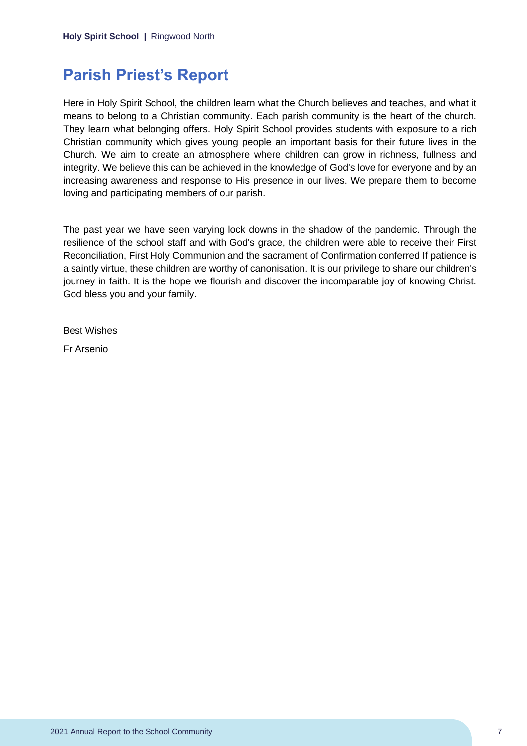## Parish Priest's Report

Here in Holy Spirit School, the children learn what the Church believes and teaches, and what it means to belong to a Christian community. Each parish community is the heart of the church. They learn what belonging offers. Holy Spirit School provides students with exposure to a rich Christian community which gives young people an important basis for their future lives in the Church. We aim to create an atmosphere where children can grow in richness, fullness and integrity. We believe this can be achieved in the knowledge of God's love for everyone and by an increasing awareness and response to His presence in our lives. We prepare them to become loving and participating members of our parish.

The past year we have seen varying lock downs in the shadow of the pandemic. Through the resilience of the school staff and with God's grace, the children were able to receive their First Reconciliation, First Holy Communion and the sacrament of Confirmation conferred If patience is a saintly virtue, these children are worthy of canonisation. It is our privilege to share our children's journey in faith. It is the hope we flourish and discover the incomparable joy of knowing Christ. God bless you and your family.

Best Wishes

Fr Arsenio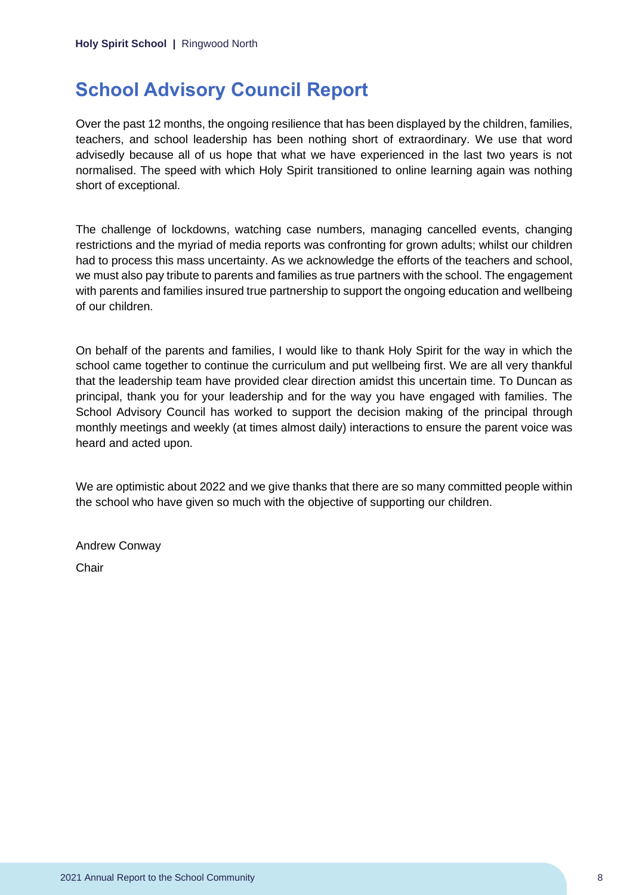# School Advisory Council Report

Over the past 12 months, the ongoing resilience that has been displayed by the children, families, teachers, and school leadership has been nothing short of extraordinary. We use that word advisedly because all of us hope that what we have experienced in the last two years is not normalised. The speed with which Holy Spirit transitioned to online learning again was nothing short of exceptional.

The challenge of lockdowns, watching case numbers, managing cancelled events, changing restrictions and the myriad of media reports was confronting for grown adults; whilst our children had to process this mass uncertainty. As we acknowledge the efforts of the teachers and school, we must also pay tribute to parents and families as true partners with the school. The engagement with parents and families insured true partnership to support the ongoing education and wellbeing of our children.

On behalf of the parents and families, I would like to thank Holy Spirit for the way in which the school came together to continue the curriculum and put wellbeing first. We are all very thankful that the leadership team have provided clear direction amidst this uncertain time. To Duncan as principal, thank you for your leadership and for the way you have engaged with families. The School Advisory Council has worked to support the decision making of the principal through monthly meetings and weekly (at times almost daily) interactions to ensure the parent voice was heard and acted upon.

We are optimistic about 2022 and we give thanks that there are so many committed people within the school who have given so much with the objective of supporting our children.

Andrew Conway

Chair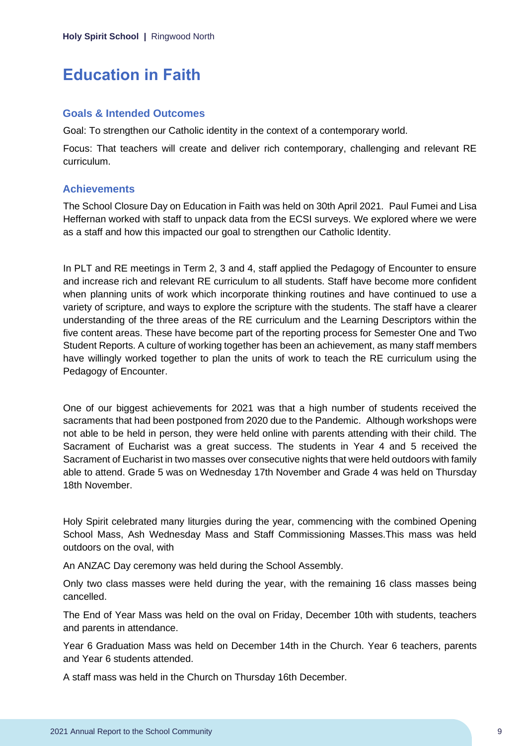# Education in Faith

## Goals & Intended Outcomes

Goal: To strengthen our Catholic identity in the context of a contemporary world.

Focus: That teachers will create and deliver rich contemporary, challenging and relevant RE curriculum.

## Achievements

The School Closure Day on Education in Faith was held on 30th April 2021. Paul Fumei and Lisa Heffernan worked with staff to unpack data from the ECSI surveys. We explored where we were as a staff and how this impacted our goal to strengthen our Catholic Identity.

In PLT and RE meetings in Term 2, 3 and 4, staff applied the Pedagogy of Encounter to ensure and increase rich and relevant RE curriculum to all students. Staff have become more confident when planning units of work which incorporate thinking routines and have continued to use a variety of scripture, and ways to explore the scripture with the students. The staff have a clearer understanding of the three areas of the RE curriculum and the Learning Descriptors within the five content areas. These have become part of the reporting process for Semester One and Two Student Reports. A culture of working together has been an achievement, as many staff members have willingly worked together to plan the units of work to teach the RE curriculum using the Pedagogy of Encounter.

One of our biggest achievements for 2021 was that a high number of students received the sacraments that had been postponed from 2020 due to the Pandemic. Although workshops were not able to be held in person, they were held online with parents attending with their child. The Sacrament of Eucharist was a great success. The students in Year 4 and 5 received the Sacrament of Eucharist in two masses over consecutive nights that were held outdoors with family able to attend. Grade 5 was on Wednesday 17th November and Grade 4 was held on Thursday 18th November.

Holy Spirit celebrated many liturgies during the year, commencing with the combined Opening School Mass, Ash Wednesday Mass and Staff Commissioning Masses.This mass was held outdoors on the oval, with

An ANZAC Day ceremony was held during the School Assembly.

Only two class masses were held during the year, with the remaining 16 class masses being cancelled.

The End of Year Mass was held on the oval on Friday, December 10th with students, teachers and parents in attendance.

Year 6 Graduation Mass was held on December 14th in the Church. Year 6 teachers, parents and Year 6 students attended.

A staff mass was held in the Church on Thursday 16th December.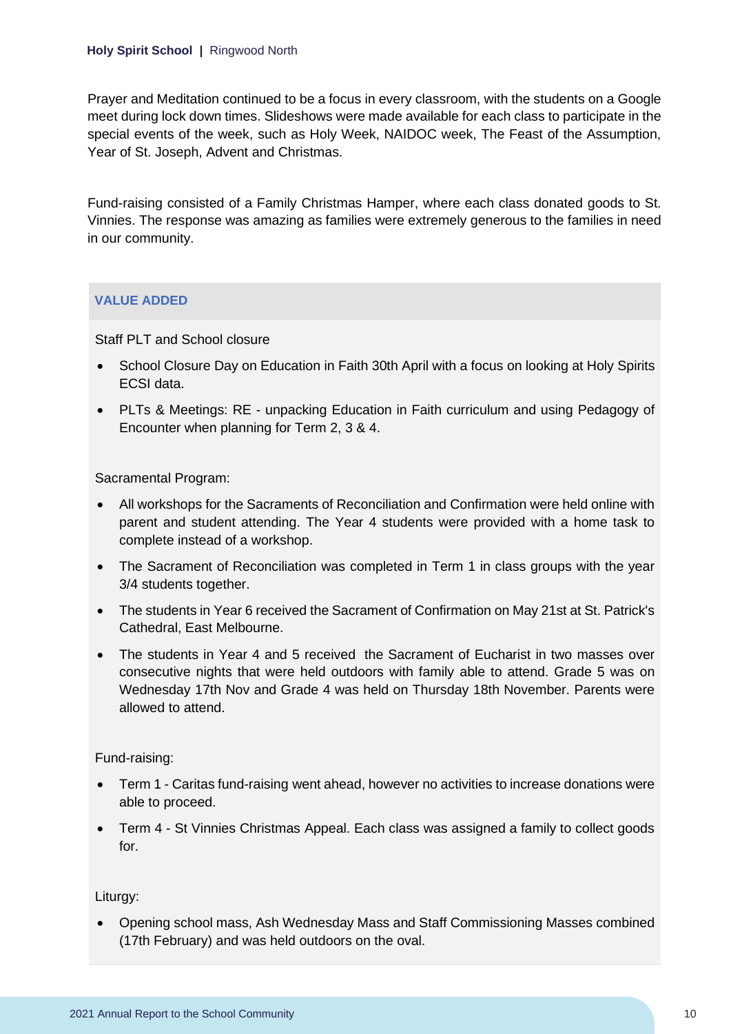Prayer and Meditation continued to be a focus in every classroom, with the students on a Google meet during lock down times. Slideshows were made available for each class to participate in the special events of the week, such as Holy Week, NAIDOC week, The Feast of the Assumption, Year of St. Joseph, Advent and Christmas.

Fund-raising consisted of a Family Christmas Hamper, where each class donated goods to St. Vinnies. The response was amazing as families were extremely generous to the families in need in our community.

## VALUE ADDED

Staff PLT and School closure

- School Closure Day on Education in Faith 30th April with a focus on looking at Holy Spirits ECSI data.
- PLTs & Meetings: RE - unpacking Education in Faith curriculum and using Pedagogy of Encounter when planning for Term 2, 3 & 4.

Sacramental Program:

- All workshops for the Sacraments of Reconciliation and Confirmation were held online with parent and student attending. The Year 4 students were provided with a home task to complete instead of a workshop.
- The Sacrament of Reconciliation was completed in Term 1 in class groups with the year 3/4 students together.
- The students in Year 6 received the Sacrament of Confirmation on May 21st at St. Patrick's Cathedral, East Melbourne.
- The students in Year 4 and 5 received the Sacrament of Eucharist in two masses over consecutive nights that were held outdoors with family able to attend. Grade 5 was on Wednesday 17th Nov and Grade 4 was held on Thursday 18th November. Parents were allowed to attend.

Fund-raising:

- Term 1 - Caritas fund-raising went ahead, however no activities to increase donations were able to proceed.
- Term 4 - St Vinnies Christmas Appeal. Each class was assigned a family to collect goods for.

Liturgy:

- Opening school mass, Ash Wednesday Mass and Staff Commissioning Masses combined (17th February) and was held outdoors on the oval.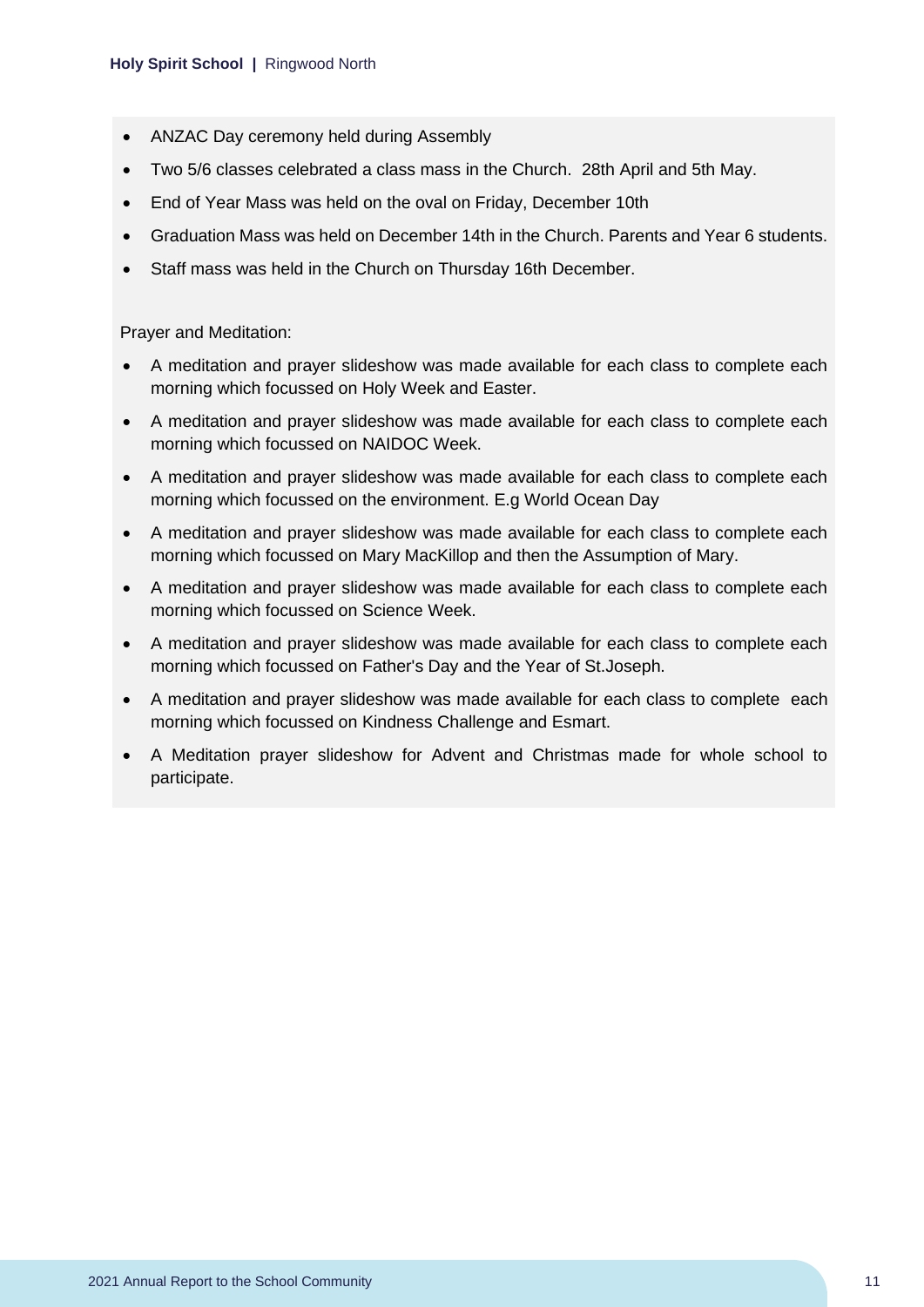- ANZAC Day ceremony held during Assembly
- Two 5/6 classes celebrated a class mass in the Church.  28th April and 5th May.
- End of Year Mass was held on the oval on Friday, December 10th
- Graduation Mass was held on December 14th in the Church. Parents and Year 6 students.
- Staff mass was held in the Church on Thursday 16th December.

Prayer and Meditation:

- A meditation and prayer slideshow was made available for each class to complete each morning which focussed on Holy Week and Easter.
- A meditation and prayer slideshow was made available for each class to complete each morning which focussed on NAIDOC Week.
- A meditation and prayer slideshow was made available for each class to complete each morning which focussed on the environment. E.g World Ocean Day
- A meditation and prayer slideshow was made available for each class to complete each morning which focussed on Mary MacKillop and then the Assumption of Mary.
- A meditation and prayer slideshow was made available for each class to complete each morning which focussed on Science Week.
- A meditation and prayer slideshow was made available for each class to complete each morning which focussed on Father's Day and the Year of St.Joseph.
- A meditation and prayer slideshow was made available for each class to complete each morning which focussed on Kindness Challenge and Esmart.
- A Meditation prayer slideshow for Advent and Christmas made for whole school to participate.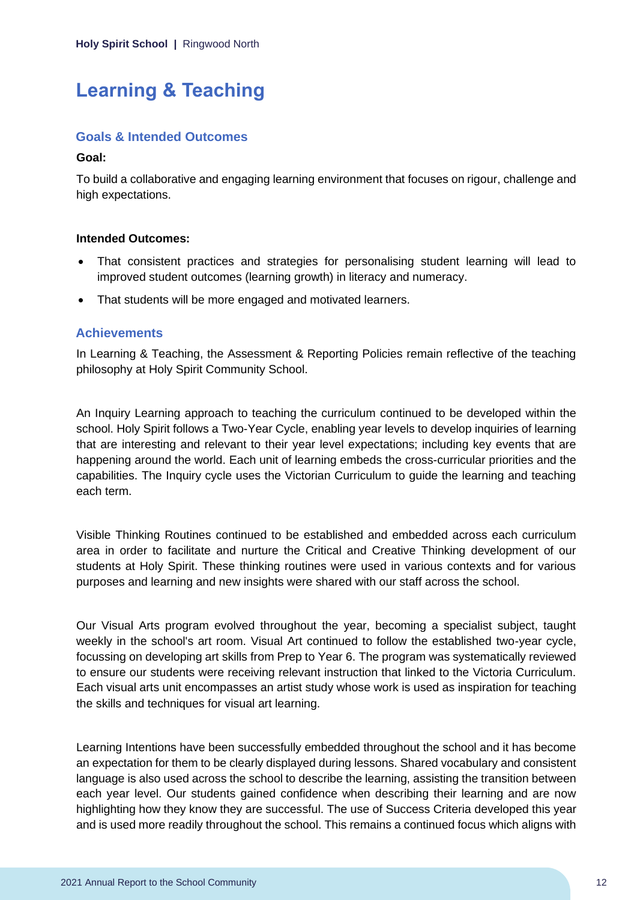# Learning & Teaching

## Goals & Intended Outcomes

**Goal:**

To build a collaborative and engaging learning environment that focuses on rigour, challenge and high expectations.

**Intended Outcomes:**

- That consistent practices and strategies for personalising student learning will lead to improved student outcomes (learning growth) in literacy and numeracy.
- That students will be more engaged and motivated learners.

## Achievements

In Learning & Teaching, the Assessment & Reporting Policies remain reflective of the teaching philosophy at Holy Spirit Community School.

An Inquiry Learning approach to teaching the curriculum continued to be developed within the school. Holy Spirit follows a Two-Year Cycle, enabling year levels to develop inquiries of learning that are interesting and relevant to their year level expectations; including key events that are happening around the world. Each unit of learning embeds the cross-curricular priorities and the capabilities. The Inquiry cycle uses the Victorian Curriculum to guide the learning and teaching each term.

Visible Thinking Routines continued to be established and embedded across each curriculum area in order to facilitate and nurture the Critical and Creative Thinking development of our students at Holy Spirit. These thinking routines were used in various contexts and for various purposes and learning and new insights were shared with our staff across the school.

Our Visual Arts program evolved throughout the year, becoming a specialist subject, taught weekly in the school's art room. Visual Art continued to follow the established two-year cycle, focussing on developing art skills from Prep to Year 6. The program was systematically reviewed to ensure our students were receiving relevant instruction that linked to the Victoria Curriculum. Each visual arts unit encompasses an artist study whose work is used as inspiration for teaching the skills and techniques for visual art learning.

Learning Intentions have been successfully embedded throughout the school and it has become an expectation for them to be clearly displayed during lessons. Shared vocabulary and consistent language is also used across the school to describe the learning, assisting the transition between each year level. Our students gained confidence when describing their learning and are now highlighting how they know they are successful. The use of Success Criteria developed this year and is used more readily throughout the school. This remains a continued focus which aligns with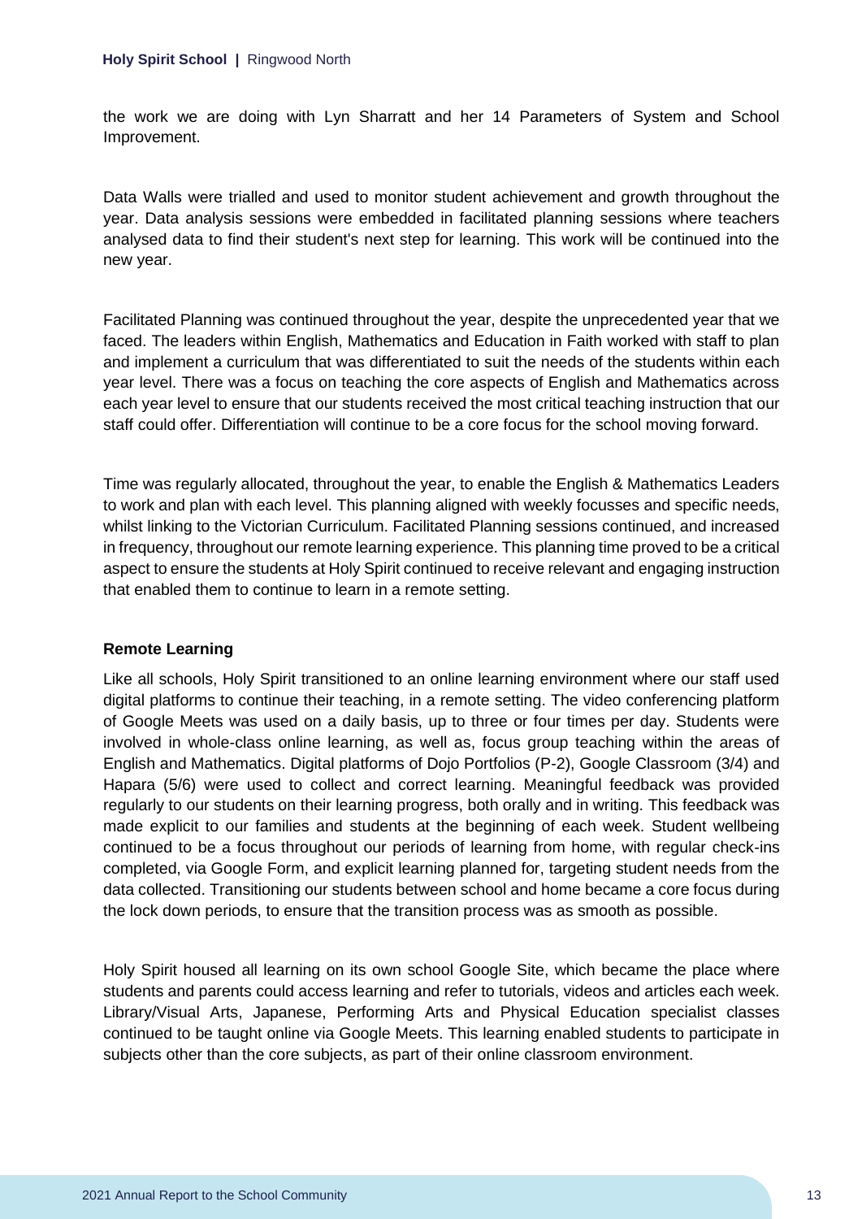the work we are doing with Lyn Sharratt and her 14 Parameters of System and School Improvement.

Data Walls were trialled and used to monitor student achievement and growth throughout the year. Data analysis sessions were embedded in facilitated planning sessions where teachers analysed data to find their student's next step for learning. This work will be continued into the new year.

Facilitated Planning was continued throughout the year, despite the unprecedented year that we faced. The leaders within English, Mathematics and Education in Faith worked with staff to plan and implement a curriculum that was differentiated to suit the needs of the students within each year level. There was a focus on teaching the core aspects of English and Mathematics across each year level to ensure that our students received the most critical teaching instruction that our staff could offer. Differentiation will continue to be a core focus for the school moving forward.

Time was regularly allocated, throughout the year, to enable the English & Mathematics Leaders to work and plan with each level. This planning aligned with weekly focusses and specific needs, whilst linking to the Victorian Curriculum. Facilitated Planning sessions continued, and increased in frequency, throughout our remote learning experience. This planning time proved to be a critical aspect to ensure the students at Holy Spirit continued to receive relevant and engaging instruction that enabled them to continue to learn in a remote setting.

**Remote Learning**

Like all schools, Holy Spirit transitioned to an online learning environment where our staff used digital platforms to continue their teaching, in a remote setting. The video conferencing platform of Google Meets was used on a daily basis, up to three or four times per day. Students were involved in whole-class online learning, as well as, focus group teaching within the areas of English and Mathematics. Digital platforms of Dojo Portfolios (P-2), Google Classroom (3/4) and Hapara (5/6) were used to collect and correct learning. Meaningful feedback was provided regularly to our students on their learning progress, both orally and in writing. This feedback was made explicit to our families and students at the beginning of each week. Student wellbeing continued to be a focus throughout our periods of learning from home, with regular check-ins completed, via Google Form, and explicit learning planned for, targeting student needs from the data collected. Transitioning our students between school and home became a core focus during the lock down periods, to ensure that the transition process was as smooth as possible.

Holy Spirit housed all learning on its own school Google Site, which became the place where students and parents could access learning and refer to tutorials, videos and articles each week. Library/Visual Arts, Japanese, Performing Arts and Physical Education specialist classes continued to be taught online via Google Meets. This learning enabled students to participate in subjects other than the core subjects, as part of their online classroom environment.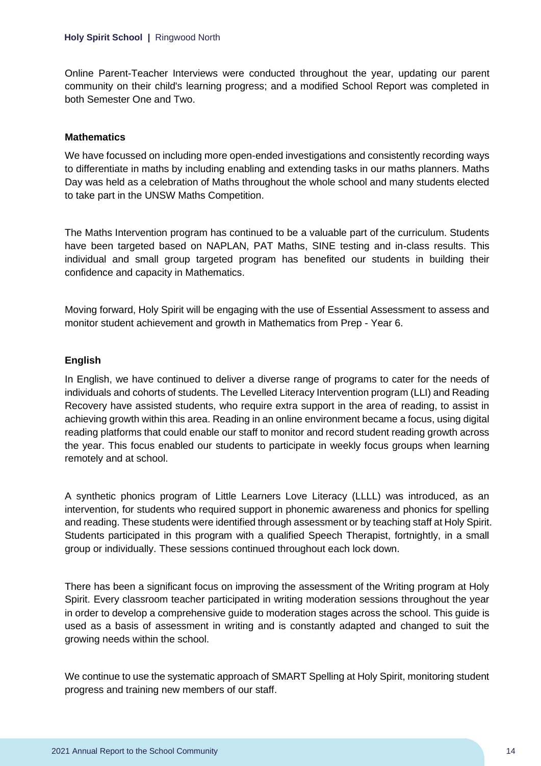Online Parent-Teacher Interviews were conducted throughout the year, updating our parent community on their child's learning progress; and a modified School Report was completed in both Semester One and Two.

**Mathematics**

We have focussed on including more open-ended investigations and consistently recording ways to differentiate in maths by including enabling and extending tasks in our maths planners. Maths Day was held as a celebration of Maths throughout the whole school and many students elected to take part in the UNSW Maths Competition.

The Maths Intervention program has continued to be a valuable part of the curriculum. Students have been targeted based on NAPLAN, PAT Maths, SINE testing and in-class results. This individual and small group targeted program has benefited our students in building their confidence and capacity in Mathematics.

Moving forward, Holy Spirit will be engaging with the use of Essential Assessment to assess and monitor student achievement and growth in Mathematics from Prep - Year 6.

**English**

In English, we have continued to deliver a diverse range of programs to cater for the needs of individuals and cohorts of students. The Levelled Literacy Intervention program (LLI) and Reading Recovery have assisted students, who require extra support in the area of reading, to assist in achieving growth within this area. Reading in an online environment became a focus, using digital reading platforms that could enable our staff to monitor and record student reading growth across the year. This focus enabled our students to participate in weekly focus groups when learning remotely and at school.

A synthetic phonics program of Little Learners Love Literacy (LLLL) was introduced, as an intervention, for students who required support in phonemic awareness and phonics for spelling and reading. These students were identified through assessment or by teaching staff at Holy Spirit. Students participated in this program with a qualified Speech Therapist, fortnightly, in a small group or individually. These sessions continued throughout each lock down.

There has been a significant focus on improving the assessment of the Writing program at Holy Spirit. Every classroom teacher participated in writing moderation sessions throughout the year in order to develop a comprehensive guide to moderation stages across the school. This guide is used as a basis of assessment in writing and is constantly adapted and changed to suit the growing needs within the school.

We continue to use the systematic approach of SMART Spelling at Holy Spirit, monitoring student progress and training new members of our staff.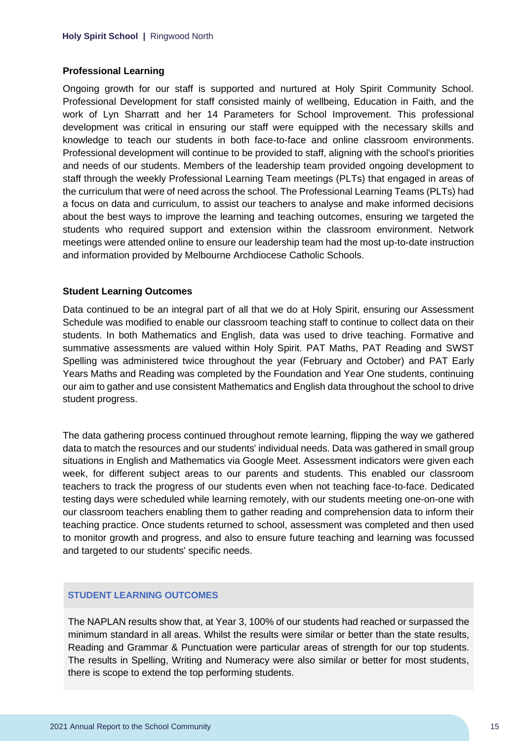## Professional Learning

Ongoing growth for our staff is supported and nurtured at Holy Spirit Community School. Professional Development for staff consisted mainly of wellbeing, Education in Faith, and the work of Lyn Sharratt and her 14 Parameters for School Improvement. This professional development was critical in ensuring our staff were equipped with the necessary skills and knowledge to teach our students in both face-to-face and online classroom environments. Professional development will continue to be provided to staff, aligning with the school's priorities and needs of our students. Members of the leadership team provided ongoing development to staff through the weekly Professional Learning Team meetings (PLTs) that engaged in areas of the curriculum that were of need across the school. The Professional Learning Teams (PLTs) had a focus on data and curriculum, to assist our teachers to analyse and make informed decisions about the best ways to improve the learning and teaching outcomes, ensuring we targeted the students who required support and extension within the classroom environment. Network meetings were attended online to ensure our leadership team had the most up-to-date instruction and information provided by Melbourne Archdiocese Catholic Schools.

## Student Learning Outcomes

Data continued to be an integral part of all that we do at Holy Spirit, ensuring our Assessment Schedule was modified to enable our classroom teaching staff to continue to collect data on their students. In both Mathematics and English, data was used to drive teaching. Formative and summative assessments are valued within Holy Spirit. PAT Maths, PAT Reading and SWST Spelling was administered twice throughout the year (February and October) and PAT Early Years Maths and Reading was completed by the Foundation and Year One students, continuing our aim to gather and use consistent Mathematics and English data throughout the school to drive student progress.

The data gathering process continued throughout remote learning, flipping the way we gathered data to match the resources and our students' individual needs. Data was gathered in small group situations in English and Mathematics via Google Meet. Assessment indicators were given each week, for different subject areas to our parents and students. This enabled our classroom teachers to track the progress of our students even when not teaching face-to-face. Dedicated testing days were scheduled while learning remotely, with our students meeting one-on-one with our classroom teachers enabling them to gather reading and comprehension data to inform their teaching practice. Once students returned to school, assessment was completed and then used to monitor growth and progress, and also to ensure future teaching and learning was focussed and targeted to our students' specific needs.

### STUDENT LEARNING OUTCOMES

The NAPLAN results show that, at Year 3, 100% of our students had reached or surpassed the minimum standard in all areas. Whilst the results were similar or better than the state results, Reading and Grammar & Punctuation were particular areas of strength for our top students. The results in Spelling, Writing and Numeracy were also similar or better for most students, there is scope to extend the top performing students.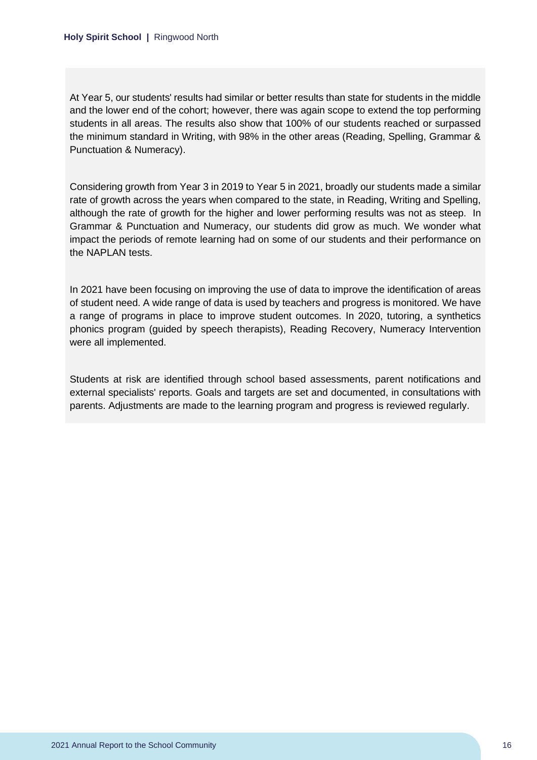At Year 5, our students' results had similar or better results than state for students in the middle and the lower end of the cohort; however, there was again scope to extend the top performing students in all areas. The results also show that 100% of our students reached or surpassed the minimum standard in Writing, with 98% in the other areas (Reading, Spelling, Grammar & Punctuation & Numeracy).

Considering growth from Year 3 in 2019 to Year 5 in 2021, broadly our students made a similar rate of growth across the years when compared to the state, in Reading, Writing and Spelling, although the rate of growth for the higher and lower performing results was not as steep. In Grammar & Punctuation and Numeracy, our students did grow as much. We wonder what impact the periods of remote learning had on some of our students and their performance on the NAPLAN tests.

In 2021 have been focusing on improving the use of data to improve the identification of areas of student need. A wide range of data is used by teachers and progress is monitored. We have a range of programs in place to improve student outcomes. In 2020, tutoring, a synthetics phonics program (guided by speech therapists), Reading Recovery, Numeracy Intervention were all implemented.

Students at risk are identified through school based assessments, parent notifications and external specialists' reports. Goals and targets are set and documented, in consultations with parents. Adjustments are made to the learning program and progress is reviewed regularly.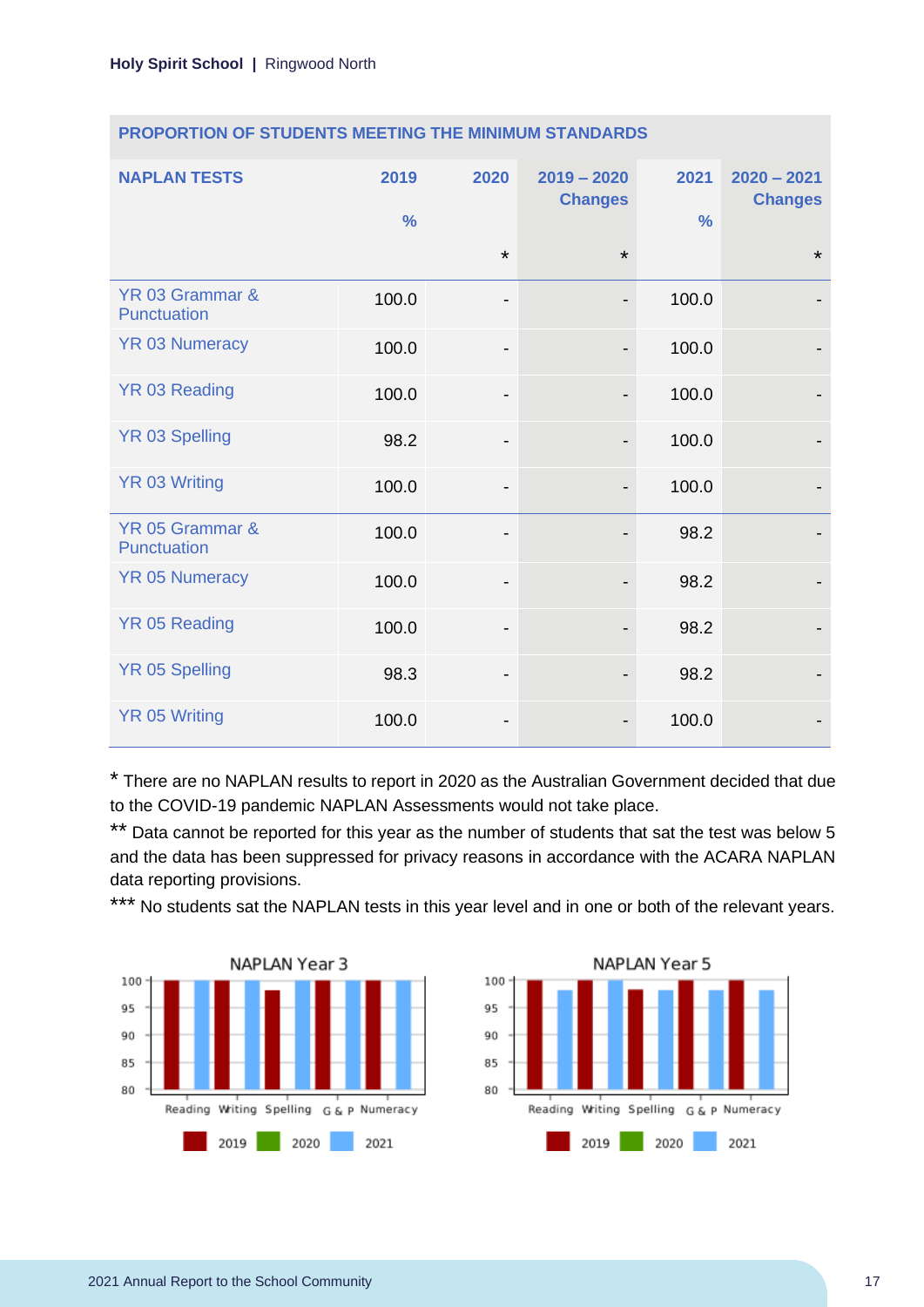## PROPORTION OF STUDENTS MEETING THE MINIMUM STANDARDS

| NAPLAN TESTS | 2019 % | 2020 * | 2019 – 2020 Changes * | 2021 % | 2020 – 2021 Changes * |
|---|---|---|---|---|---|
| YR 03 Grammar & Punctuation | 100.0 | - | - | 100.0 | - |
| YR 03 Numeracy | 100.0 | - | - | 100.0 | - |
| YR 03 Reading | 100.0 | - | - | 100.0 | - |
| YR 03 Spelling | 98.2 | - | - | 100.0 | - |
| YR 03 Writing | 100.0 | - | - | 100.0 | - |
| YR 05 Grammar & Punctuation | 100.0 | - | - | 98.2 | - |
| YR 05 Numeracy | 100.0 | - | - | 98.2 | - |
| YR 05 Reading | 100.0 | - | - | 98.2 | - |
| YR 05 Spelling | 98.3 | - | - | 98.2 | - |
| YR 05 Writing | 100.0 | - | - | 100.0 | - |

* There are no NAPLAN results to report in 2020 as the Australian Government decided that due to the COVID-19 pandemic NAPLAN Assessments would not take place.

** Data cannot be reported for this year as the number of students that sat the test was below 5 and the data has been suppressed for privacy reasons in accordance with the ACARA NAPLAN data reporting provisions.

*** No students sat the NAPLAN tests in this year level and in one or both of the relevant years.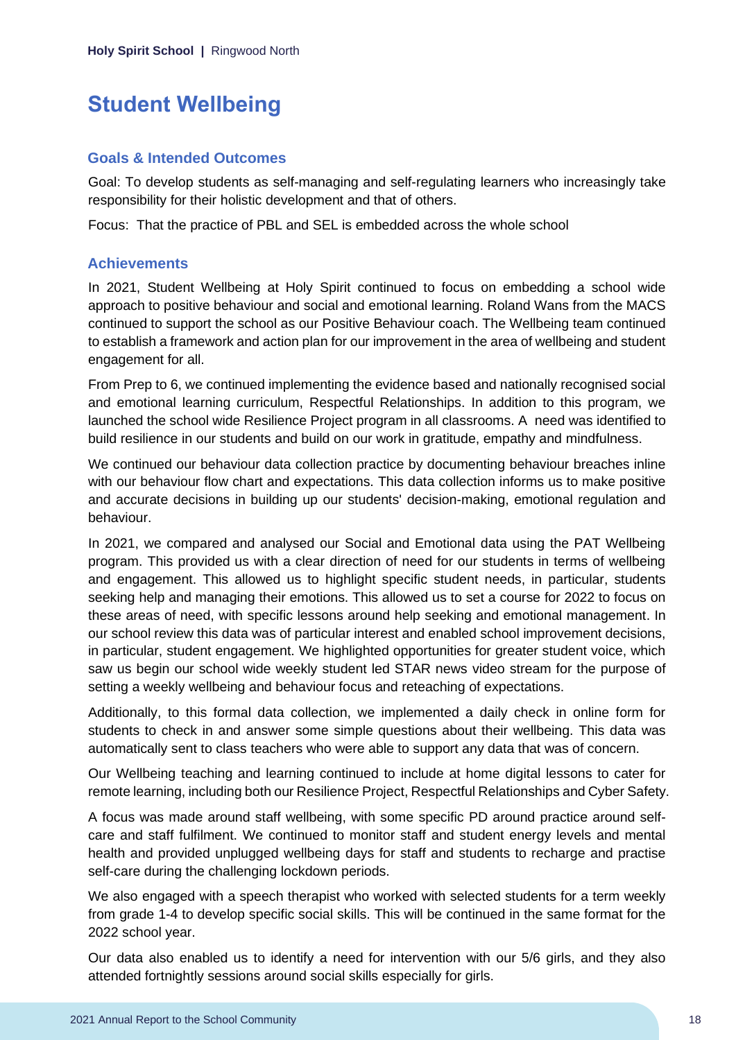# Student Wellbeing

## Goals & Intended Outcomes

Goal: To develop students as self-managing and self-regulating learners who increasingly take responsibility for their holistic development and that of others.

Focus: That the practice of PBL and SEL is embedded across the whole school

## Achievements

In 2021, Student Wellbeing at Holy Spirit continued to focus on embedding a school wide approach to positive behaviour and social and emotional learning. Roland Wans from the MACS continued to support the school as our Positive Behaviour coach. The Wellbeing team continued to establish a framework and action plan for our improvement in the area of wellbeing and student engagement for all.

From Prep to 6, we continued implementing the evidence based and nationally recognised social and emotional learning curriculum, Respectful Relationships. In addition to this program, we launched the school wide Resilience Project program in all classrooms. A need was identified to build resilience in our students and build on our work in gratitude, empathy and mindfulness.

We continued our behaviour data collection practice by documenting behaviour breaches inline with our behaviour flow chart and expectations. This data collection informs us to make positive and accurate decisions in building up our students' decision-making, emotional regulation and behaviour.

In 2021, we compared and analysed our Social and Emotional data using the PAT Wellbeing program. This provided us with a clear direction of need for our students in terms of wellbeing and engagement. This allowed us to highlight specific student needs, in particular, students seeking help and managing their emotions. This allowed us to set a course for 2022 to focus on these areas of need, with specific lessons around help seeking and emotional management. In our school review this data was of particular interest and enabled school improvement decisions, in particular, student engagement. We highlighted opportunities for greater student voice, which saw us begin our school wide weekly student led STAR news video stream for the purpose of setting a weekly wellbeing and behaviour focus and reteaching of expectations.

Additionally, to this formal data collection, we implemented a daily check in online form for students to check in and answer some simple questions about their wellbeing. This data was automatically sent to class teachers who were able to support any data that was of concern.

Our Wellbeing teaching and learning continued to include at home digital lessons to cater for remote learning, including both our Resilience Project, Respectful Relationships and Cyber Safety.

A focus was made around staff wellbeing, with some specific PD around practice around self-care and staff fulfilment. We continued to monitor staff and student energy levels and mental health and provided unplugged wellbeing days for staff and students to recharge and practise self-care during the challenging lockdown periods.

We also engaged with a speech therapist who worked with selected students for a term weekly from grade 1-4 to develop specific social skills. This will be continued in the same format for the 2022 school year.

Our data also enabled us to identify a need for intervention with our 5/6 girls, and they also attended fortnightly sessions around social skills especially for girls.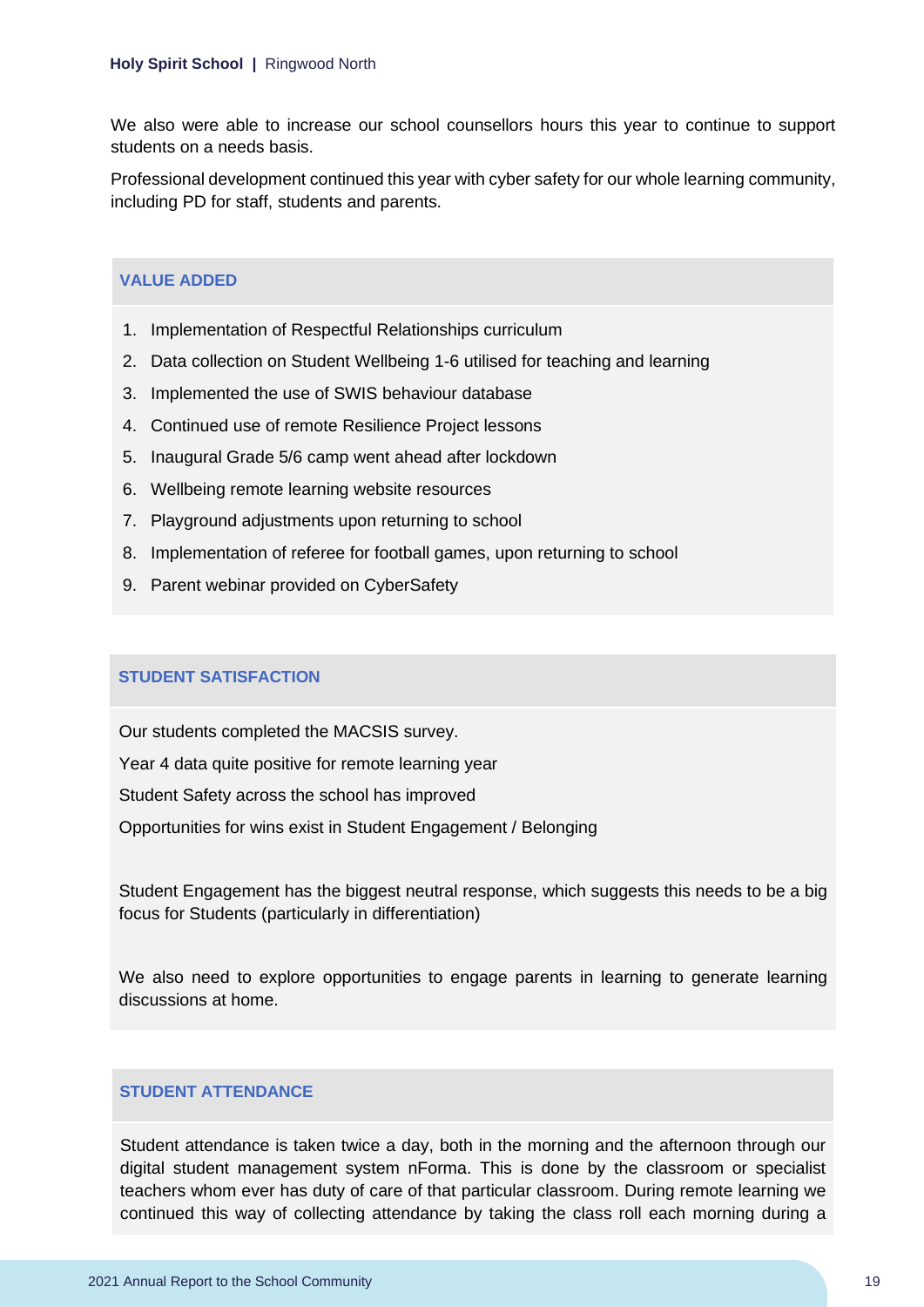We also were able to increase our school counsellors hours this year to continue to support students on a needs basis.

Professional development continued this year with cyber safety for our whole learning community, including PD for staff, students and parents.

## VALUE ADDED

1. Implementation of Respectful Relationships curriculum
2. Data collection on Student Wellbeing 1-6 utilised for teaching and learning
3. Implemented the use of SWIS behaviour database
4. Continued use of remote Resilience Project lessons
5. Inaugural Grade 5/6 camp went ahead after lockdown
6. Wellbeing remote learning website resources
7. Playground adjustments upon returning to school
8. Implementation of referee for football games, upon returning to school
9. Parent webinar provided on CyberSafety

## STUDENT SATISFACTION

Our students completed the MACSIS survey.

Year 4 data quite positive for remote learning year

Student Safety across the school has improved

Opportunities for wins exist in Student Engagement / Belonging

Student Engagement has the biggest neutral response, which suggests this needs to be a big focus for Students (particularly in differentiation)

We also need to explore opportunities to engage parents in learning to generate learning discussions at home.

## STUDENT ATTENDANCE

Student attendance is taken twice a day, both in the morning and the afternoon through our digital student management system nForma. This is done by the classroom or specialist teachers whom ever has duty of care of that particular classroom. During remote learning we continued this way of collecting attendance by taking the class roll each morning during a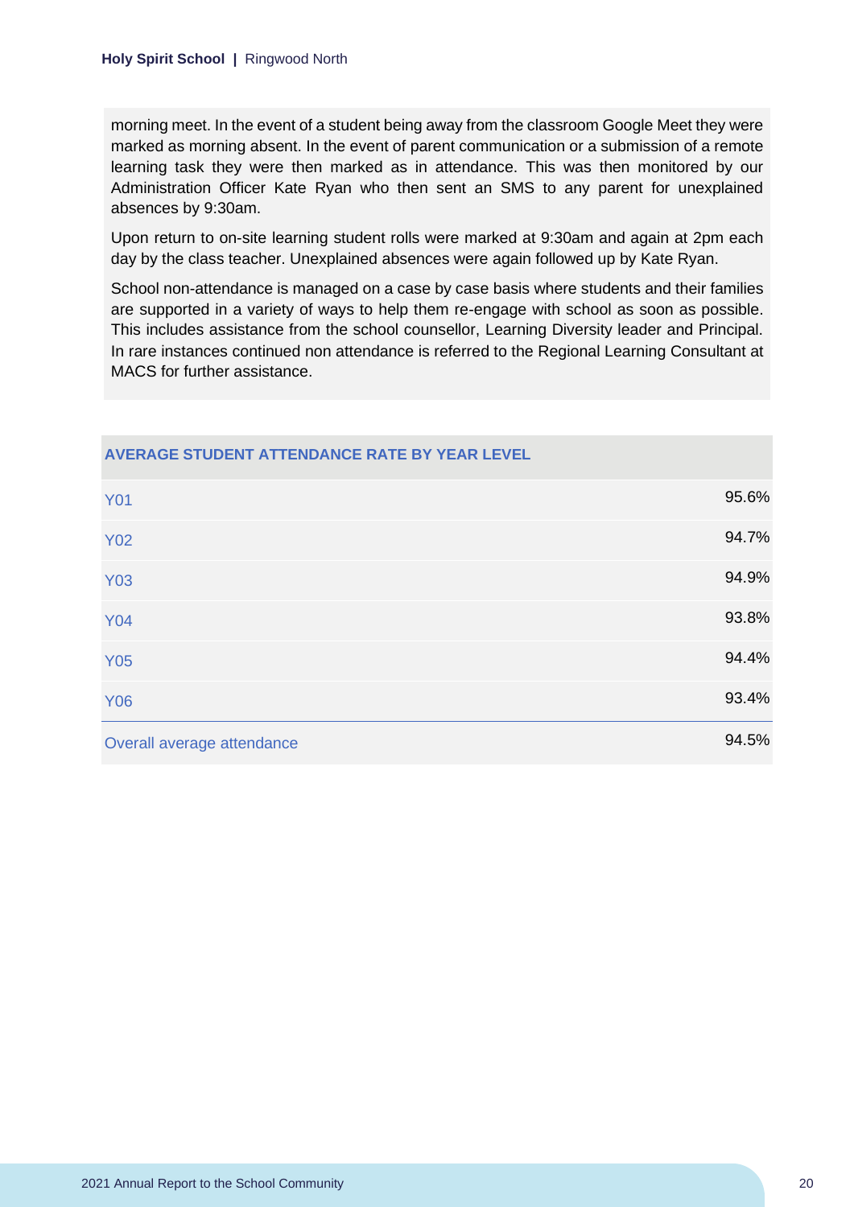morning meet. In the event of a student being away from the classroom Google Meet they were marked as morning absent. In the event of parent communication or a submission of a remote learning task they were then marked as in attendance. This was then monitored by our Administration Officer Kate Ryan who then sent an SMS to any parent for unexplained absences by 9:30am.

Upon return to on-site learning student rolls were marked at 9:30am and again at 2pm each day by the class teacher. Unexplained absences were again followed up by Kate Ryan.

School non-attendance is managed on a case by case basis where students and their families are supported in a variety of ways to help them re-engage with school as soon as possible. This includes assistance from the school counsellor, Learning Diversity leader and Principal. In rare instances continued non attendance is referred to the Regional Learning Consultant at MACS for further assistance.

| AVERAGE STUDENT ATTENDANCE RATE BY YEAR LEVEL | |
|---|---|
| Y01 | 95.6% |
| Y02 | 94.7% |
| Y03 | 94.9% |
| Y04 | 93.8% |
| Y05 | 94.4% |
| Y06 | 93.4% |
| Overall average attendance | 94.5% |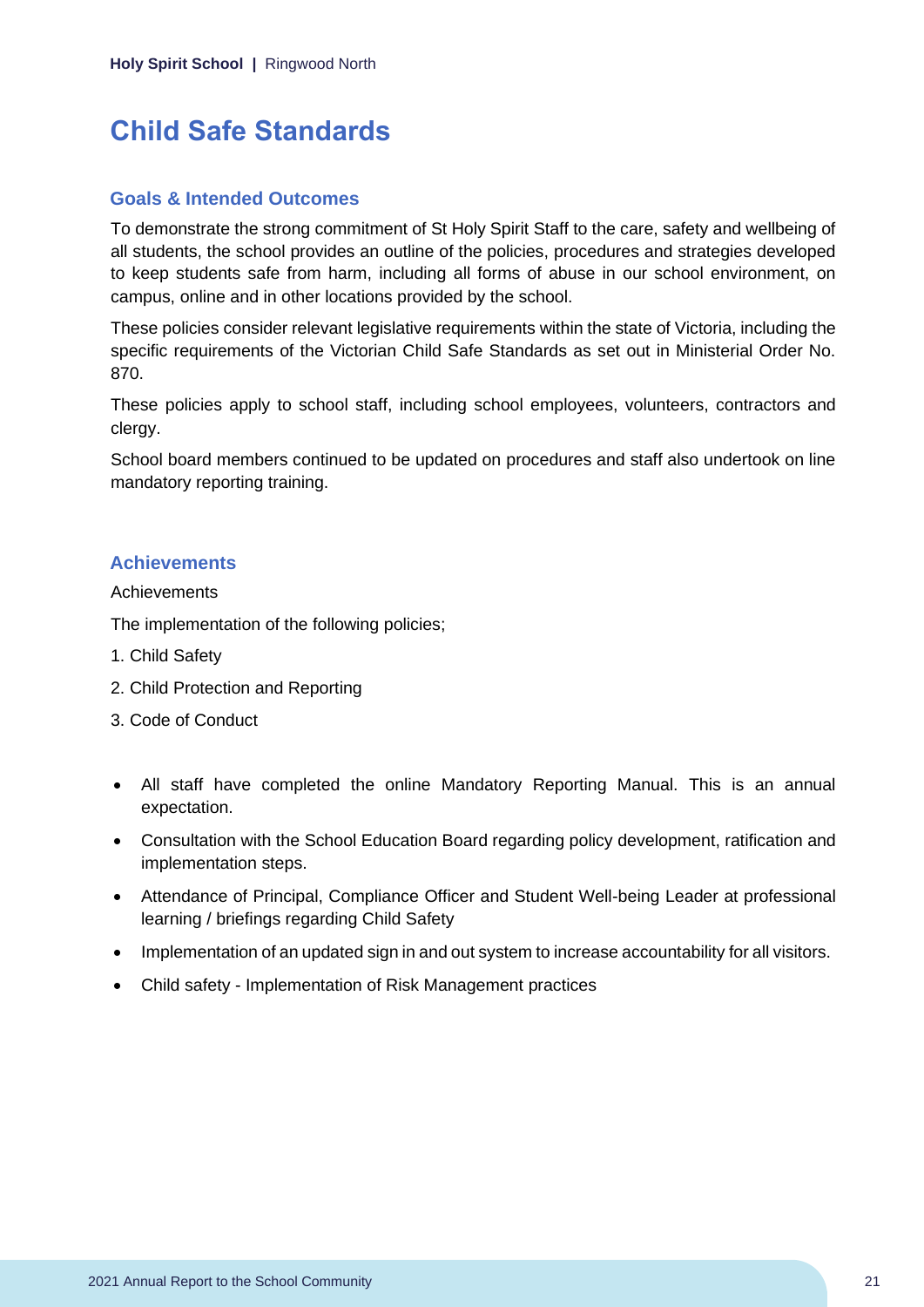# Child Safe Standards

## Goals & Intended Outcomes

To demonstrate the strong commitment of St Holy Spirit Staff to the care, safety and wellbeing of all students, the school provides an outline of the policies, procedures and strategies developed to keep students safe from harm, including all forms of abuse in our school environment, on campus, online and in other locations provided by the school.

These policies consider relevant legislative requirements within the state of Victoria, including the specific requirements of the Victorian Child Safe Standards as set out in Ministerial Order No. 870.

These policies apply to school staff, including school employees, volunteers, contractors and clergy.

School board members continued to be updated on procedures and staff also undertook on line mandatory reporting training.

## Achievements

Achievements

The implementation of the following policies;

1. Child Safety
2. Child Protection and Reporting
3. Code of Conduct

- All staff have completed the online Mandatory Reporting Manual. This is an annual expectation.
- Consultation with the School Education Board regarding policy development, ratification and implementation steps.
- Attendance of Principal, Compliance Officer and Student Well-being Leader at professional learning / briefings regarding Child Safety
- Implementation of an updated sign in and out system to increase accountability for all visitors.
- Child safety - Implementation of Risk Management practices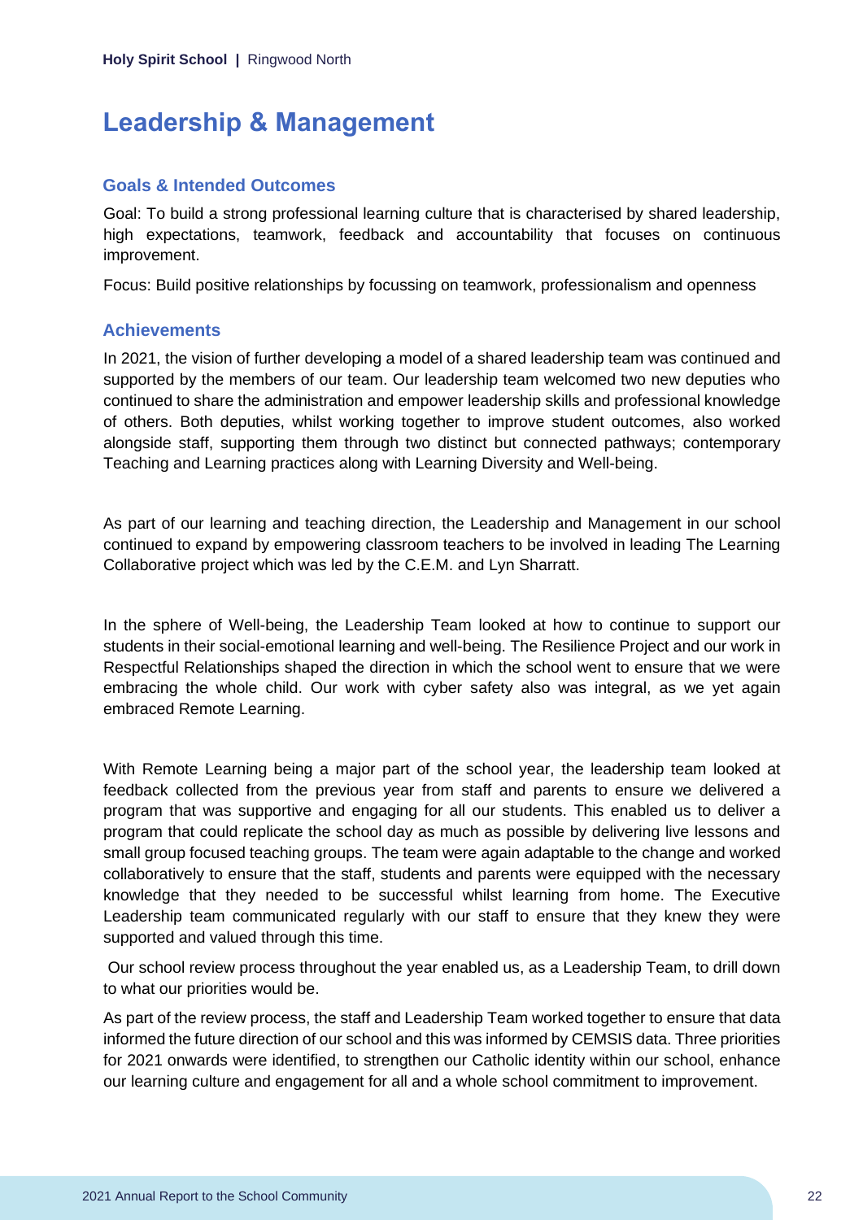# Leadership & Management

## Goals & Intended Outcomes

Goal: To build a strong professional learning culture that is characterised by shared leadership, high expectations, teamwork, feedback and accountability that focuses on continuous improvement.

Focus: Build positive relationships by focussing on teamwork, professionalism and openness

## Achievements

In 2021, the vision of further developing a model of a shared leadership team was continued and supported by the members of our team. Our leadership team welcomed two new deputies who continued to share the administration and empower leadership skills and professional knowledge of others. Both deputies, whilst working together to improve student outcomes, also worked alongside staff, supporting them through two distinct but connected pathways; contemporary Teaching and Learning practices along with Learning Diversity and Well-being.

As part of our learning and teaching direction, the Leadership and Management in our school continued to expand by empowering classroom teachers to be involved in leading The Learning Collaborative project which was led by the C.E.M. and Lyn Sharratt.

In the sphere of Well-being, the Leadership Team looked at how to continue to support our students in their social-emotional learning and well-being. The Resilience Project and our work in Respectful Relationships shaped the direction in which the school went to ensure that we were embracing the whole child. Our work with cyber safety also was integral, as we yet again embraced Remote Learning.

With Remote Learning being a major part of the school year, the leadership team looked at feedback collected from the previous year from staff and parents to ensure we delivered a program that was supportive and engaging for all our students. This enabled us to deliver a program that could replicate the school day as much as possible by delivering live lessons and small group focused teaching groups. The team were again adaptable to the change and worked collaboratively to ensure that the staff, students and parents were equipped with the necessary knowledge that they needed to be successful whilst learning from home. The Executive Leadership team communicated regularly with our staff to ensure that they knew they were supported and valued through this time.

Our school review process throughout the year enabled us, as a Leadership Team, to drill down to what our priorities would be.

As part of the review process, the staff and Leadership Team worked together to ensure that data informed the future direction of our school and this was informed by CEMSIS data. Three priorities for 2021 onwards were identified, to strengthen our Catholic identity within our school, enhance our learning culture and engagement for all and a whole school commitment to improvement.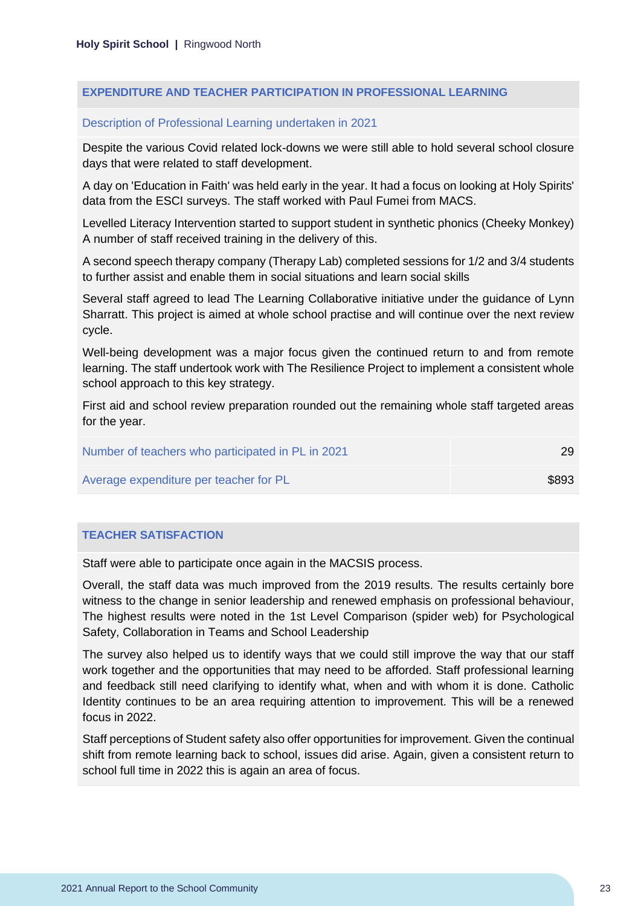## EXPENDITURE AND TEACHER PARTICIPATION IN PROFESSIONAL LEARNING

### Description of Professional Learning undertaken in 2021

Despite the various Covid related lock-downs we were still able to hold several school closure days that were related to staff development.

A day on 'Education in Faith' was held early in the year. It had a focus on looking at Holy Spirits' data from the ESCI surveys. The staff worked with Paul Fumei from MACS.

Levelled Literacy Intervention started to support student in synthetic phonics (Cheeky Monkey) A number of staff received training in the delivery of this.

A second speech therapy company (Therapy Lab) completed sessions for 1/2 and 3/4 students to further assist and enable them in social situations and learn social skills

Several staff agreed to lead The Learning Collaborative initiative under the guidance of Lynn Sharratt. This project is aimed at whole school practise and will continue over the next review cycle.

Well-being development was a major focus given the continued return to and from remote learning. The staff undertook work with The Resilience Project to implement a consistent whole school approach to this key strategy.

First aid and school review preparation rounded out the remaining whole staff targeted areas for the year.

| | |
|---|---|
| Number of teachers who participated in PL in 2021 | 29 |
| Average expenditure per teacher for PL | $893 |

## TEACHER SATISFACTION

Staff were able to participate once again in the MACSIS process.

Overall, the staff data was much improved from the 2019 results. The results certainly bore witness to the change in senior leadership and renewed emphasis on professional behaviour, The highest results were noted in the 1st Level Comparison (spider web) for Psychological Safety, Collaboration in Teams and School Leadership

The survey also helped us to identify ways that we could still improve the way that our staff work together and the opportunities that may need to be afforded. Staff professional learning and feedback still need clarifying to identify what, when and with whom it is done. Catholic Identity continues to be an area requiring attention to improvement. This will be a renewed focus in 2022.

Staff perceptions of Student safety also offer opportunities for improvement. Given the continual shift from remote learning back to school, issues did arise. Again, given a consistent return to school full time in 2022 this is again an area of focus.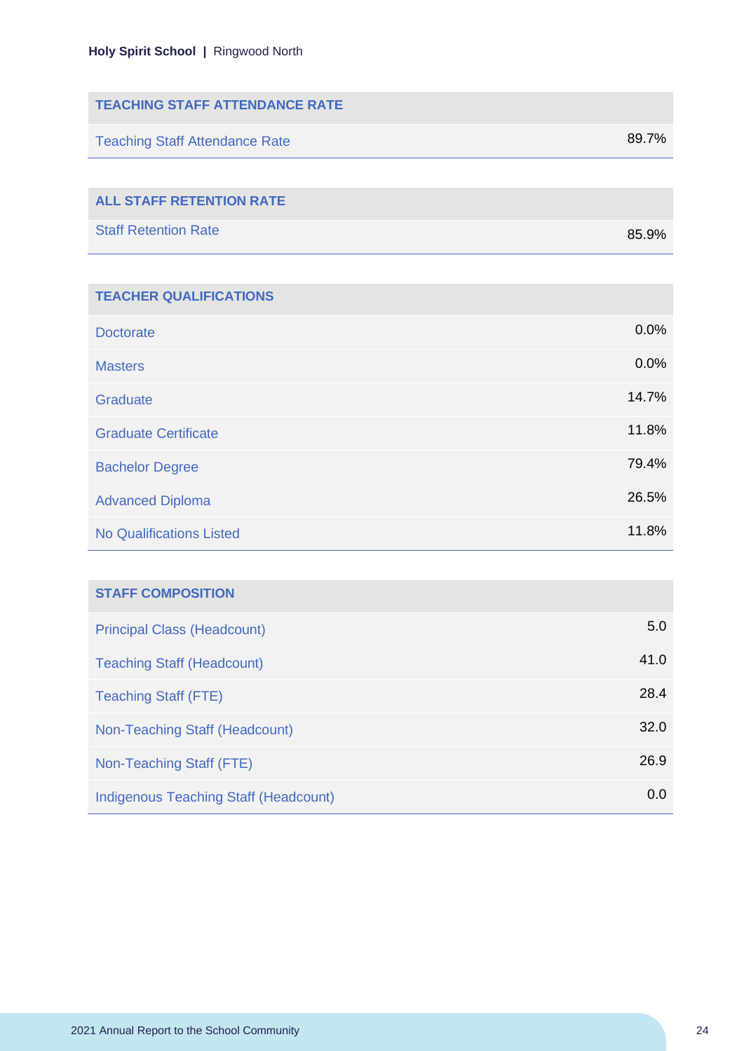| TEACHING STAFF ATTENDANCE RATE | |
|---|---|
| Teaching Staff Attendance Rate | 89.7% |

| ALL STAFF RETENTION RATE | |
|---|---|
| Staff Retention Rate | 85.9% |

| TEACHER QUALIFICATIONS | |
|---|---|
| Doctorate | 0.0% |
| Masters | 0.0% |
| Graduate | 14.7% |
| Graduate Certificate | 11.8% |
| Bachelor Degree | 79.4% |
| Advanced Diploma | 26.5% |
| No Qualifications Listed | 11.8% |

| STAFF COMPOSITION | |
|---|---|
| Principal Class (Headcount) | 5.0 |
| Teaching Staff (Headcount) | 41.0 |
| Teaching Staff (FTE) | 28.4 |
| Non-Teaching Staff (Headcount) | 32.0 |
| Non-Teaching Staff (FTE) | 26.9 |
| Indigenous Teaching Staff (Headcount) | 0.0 |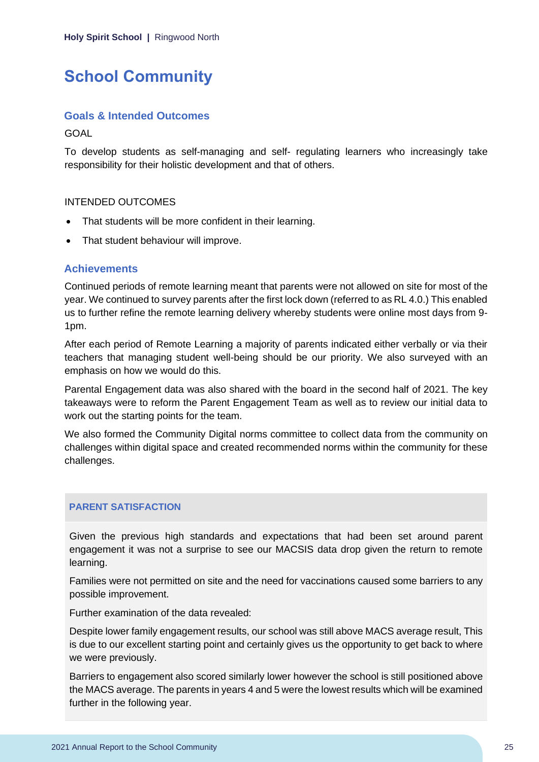# School Community

## Goals & Intended Outcomes

GOAL

To develop students as self-managing and self- regulating learners who increasingly take responsibility for their holistic development and that of others.

INTENDED OUTCOMES

- That students will be more confident in their learning.
- That student behaviour will improve.

## Achievements

Continued periods of remote learning meant that parents were not allowed on site for most of the year. We continued to survey parents after the first lock down (referred to as RL 4.0.) This enabled us to further refine the remote learning delivery whereby students were online most days from 9-1pm.

After each period of Remote Learning a majority of parents indicated either verbally or via their teachers that managing student well-being should be our priority. We also surveyed with an emphasis on how we would do this.

Parental Engagement data was also shared with the board in the second half of 2021. The key takeaways were to reform the Parent Engagement Team as well as to review our initial data to work out the starting points for the team.

We also formed the Community Digital norms committee to collect data from the community on challenges within digital space and created recommended norms within the community for these challenges.

### PARENT SATISFACTION

Given the previous high standards and expectations that had been set around parent engagement it was not a surprise to see our MACSIS data drop given the return to remote learning.

Families were not permitted on site and the need for vaccinations caused some barriers to any possible improvement.

Further examination of the data revealed:

Despite lower family engagement results, our school was still above MACS average result, This is due to our excellent starting point and certainly gives us the opportunity to get back to where we were previously.

Barriers to engagement also scored similarly lower however the school is still positioned above the MACS average. The parents in years 4 and 5 were the lowest results which will be examined further in the following year.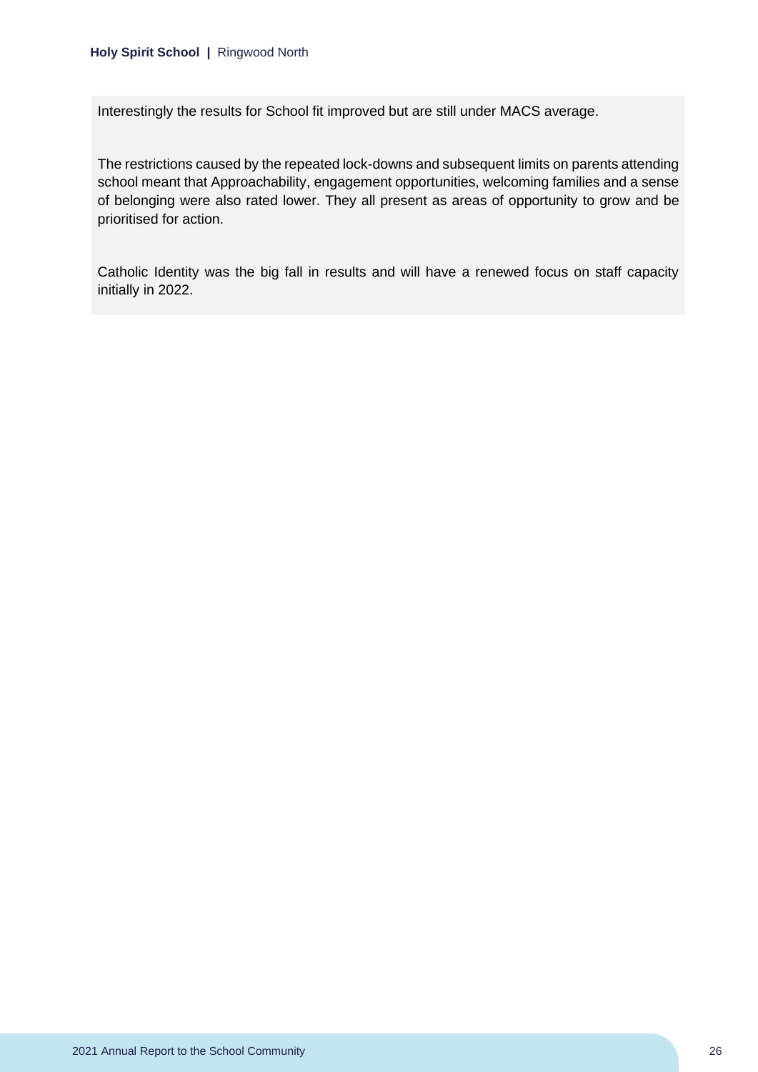Interestingly the results for School fit improved but are still under MACS average.

The restrictions caused by the repeated lock-downs and subsequent limits on parents attending school meant that Approachability, engagement opportunities, welcoming families and a sense of belonging were also rated lower. They all present as areas of opportunity to grow and be prioritised for action.

Catholic Identity was the big fall in results and will have a renewed focus on staff capacity initially in 2022.